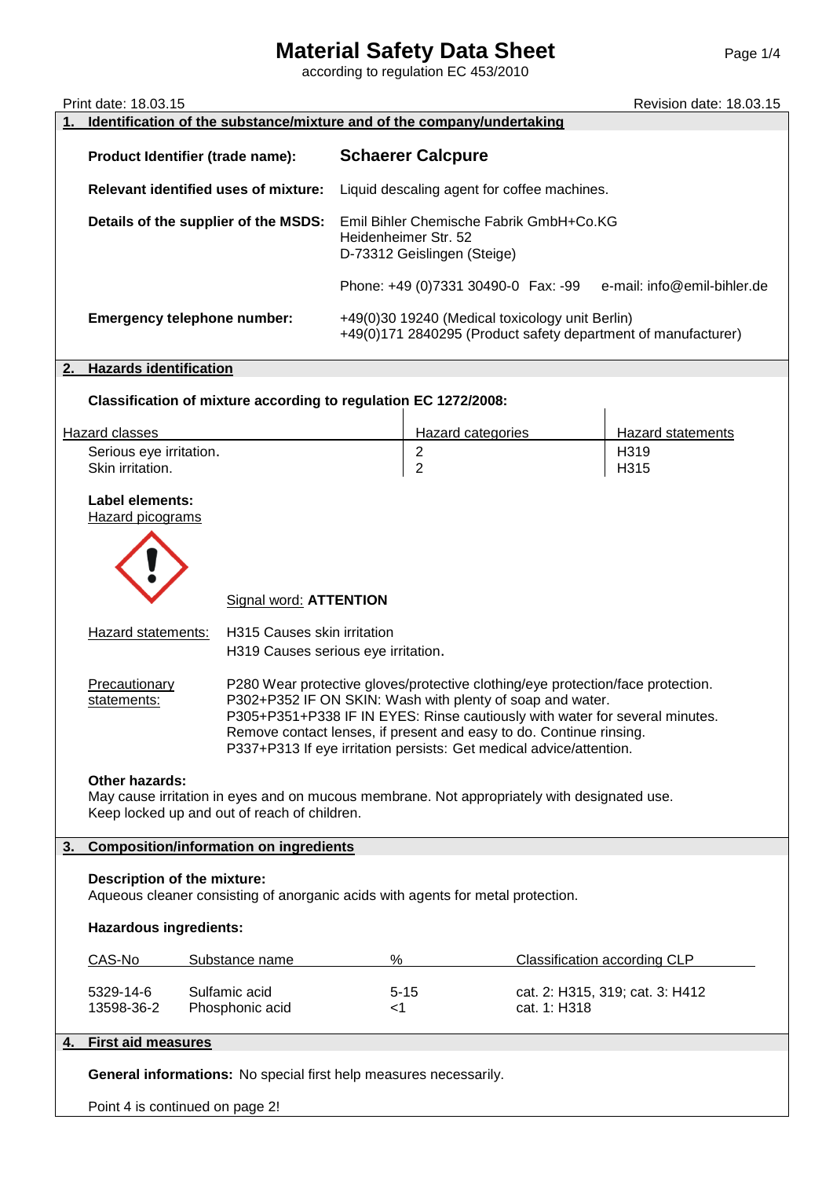# Material Safety Data Sheet

according to regulation EC 453/2010

Print date: 18.03.15 Revision date: 18.03.15

## 1. Identification of the substance/mixture and of the company/undertaking

**Product Identifier (trade name):** **Schaerer Calcpure**

**Relevant identified uses of mixture:** Liquid descaling agent for coffee machines.

**Details of the supplier of the MSDS:** Emil Bihler Chemische Fabrik GmbH+Co.KG
Heidenheimer Str. 52
D-73312 Geislingen (Steige)

Phone: +49 (0)7331 30490-0 Fax: -99 e-mail: info@emil-bihler.de

**Emergency telephone number:** +49(0)30 19240 (Medical toxicology unit Berlin)
+49(0)171 2840295 (Product safety department of manufacturer)

## 2. Hazards identification

**Classification of mixture according to regulation EC 1272/2008:**

| Hazard classes | Hazard categories | Hazard statements |
|---|---|---|
| Serious eye irritation. | 2 | H319 |
| Skin irritation. | 2 | H315 |

**Label elements:**

Hazard picograms

Signal word: **ATTENTION**

Hazard statements: H315 Causes skin irritation
H319 Causes serious eye irritation.

Precautionary statements: P280 Wear protective gloves/protective clothing/eye protection/face protection.
P302+P352 IF ON SKIN: Wash with plenty of soap and water.
P305+P351+P338 IF IN EYES: Rinse cautiously with water for several minutes. Remove contact lenses, if present and easy to do. Continue rinsing.
P337+P313 If eye irritation persists: Get medical advice/attention.

**Other hazards:**
May cause irritation in eyes and on mucous membrane. Not appropriately with designated use.
Keep locked up and out of reach of children.

## 3. Composition/information on ingredients

**Description of the mixture:**
Aqueous cleaner consisting of anorganic acids with agents for metal protection.

**Hazardous ingredients:**

| CAS-No | Substance name | % | Classification according CLP |
|---|---|---|---|
| 5329-14-6 | Sulfamic acid | 5-15 | cat. 2: H315, 319; cat. 3: H412 |
| 13598-36-2 | Phosphonic acid | <1 | cat. 1: H318 |

## 4. First aid measures

**General informations:** No special first help measures necessarily.

Point 4 is continued on page 2!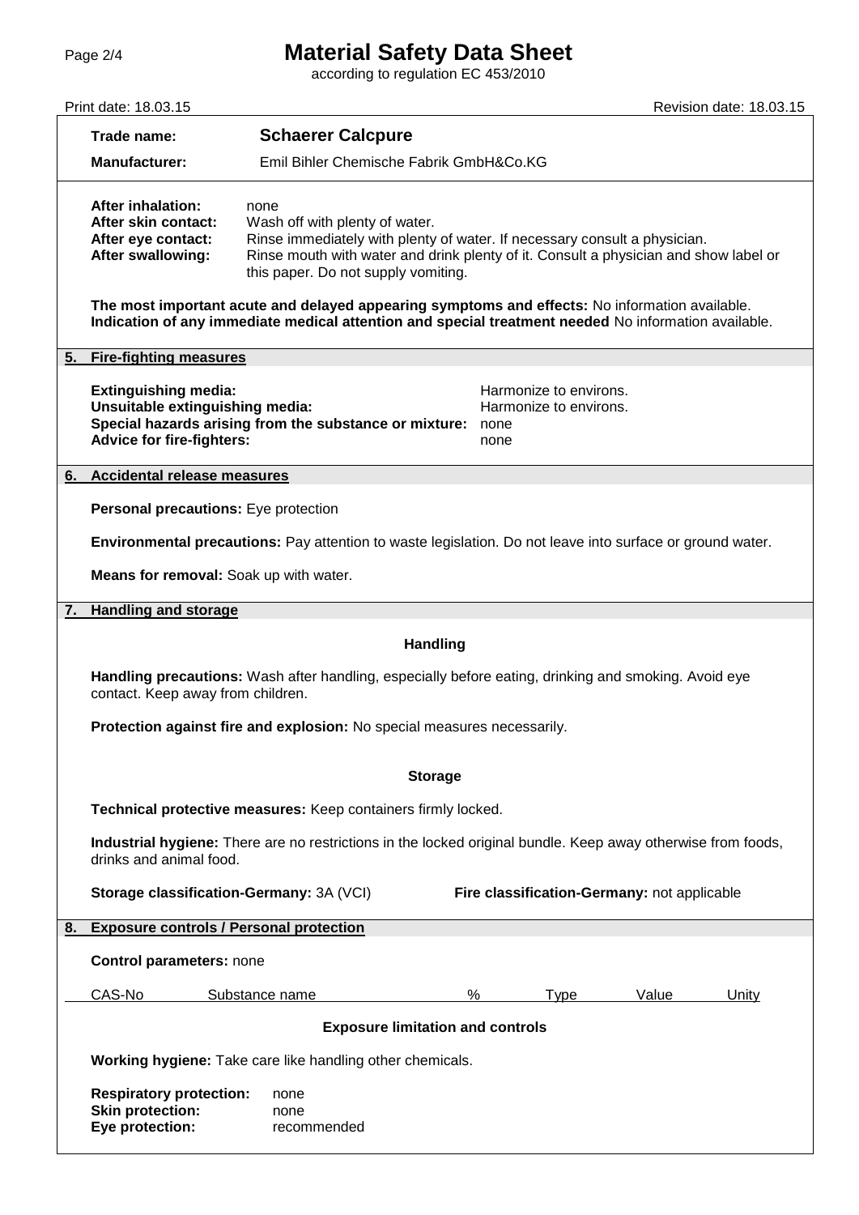**Trade name:** **Schaerer Calcpure**

**Manufacturer:** Emil Bihler Chemische Fabrik GmbH&Co.KG

**After inhalation:** none
**After skin contact:** Wash off with plenty of water.
**After eye contact:** Rinse immediately with plenty of water. If necessary consult a physician.
**After swallowing:** Rinse mouth with water and drink plenty of it. Consult a physician and show label or this paper. Do not supply vomiting.

**The most important acute and delayed appearing symptoms and effects:** No information available.
**Indication of any immediate medical attention and special treatment needed** No information available.

## 5. Fire-fighting measures

**Extinguishing media:** Harmonize to environs.
**Unsuitable extinguishing media:** Harmonize to environs.
**Special hazards arising from the substance or mixture:** none
**Advice for fire-fighters:** none

## 6. Accidental release measures

**Personal precautions:** Eye protection

**Environmental precautions:** Pay attention to waste legislation. Do not leave into surface or ground water.

**Means for removal:** Soak up with water.

## 7. Handling and storage

### Handling

**Handling precautions:** Wash after handling, especially before eating, drinking and smoking. Avoid eye contact. Keep away from children.

**Protection against fire and explosion:** No special measures necessarily.

### Storage

**Technical protective measures:** Keep containers firmly locked.

**Industrial hygiene:** There are no restrictions in the locked original bundle. Keep away otherwise from foods, drinks and animal food.

**Storage classification-Germany:** 3A (VCI) **Fire classification-Germany:** not applicable

## 8. Exposure controls / Personal protection

**Control parameters:** none

| CAS-No | Substance name | % | Type | Value | Unity |
|---|---|---|---|---|---|

### Exposure limitation and controls

**Working hygiene:** Take care like handling other chemicals.

**Respiratory protection:** none
**Skin protection:** none
**Eye protection:** recommended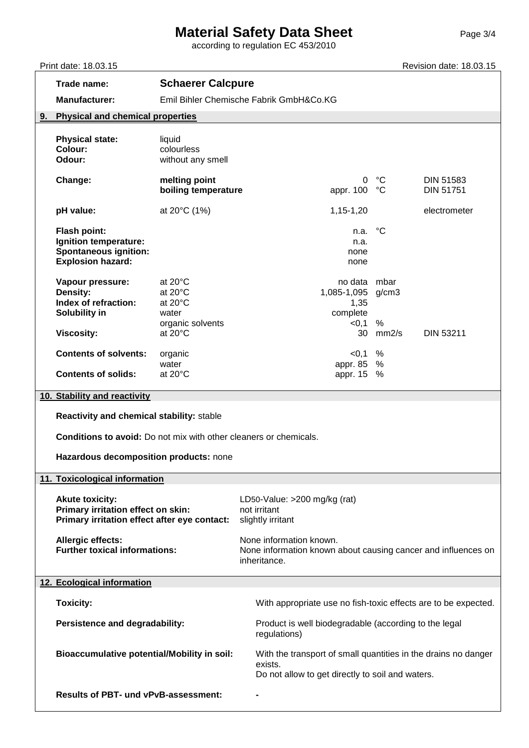**Trade name:** **Schaerer Calcpure**

**Manufacturer:** Emil Bihler Chemische Fabrik GmbH&Co.KG

## 9. Physical and chemical properties

| | | | | |
|---|---|---|---|---|
| **Physical state:** | liquid | | | |
| **Colour:** | colourless | | | |
| **Odour:** | without any smell | | | |
| **Change:** | **melting point** | 0 | °C | DIN 51583 |
| | **boiling temperature** | appr. 100 | °C | DIN 51751 |
| **pH value:** | at 20°C (1%) | 1,15-1,20 | | electrometer |
| **Flash point:** | | n.a. | °C | |
| **Ignition temperature:** | | n.a. | | |
| **Spontaneous ignition:** | | none | | |
| **Explosion hazard:** | | none | | |
| **Vapour pressure:** | at 20°C | no data | mbar | |
| **Density:** | at 20°C | 1,085-1,095 | g/cm3 | |
| **Index of refraction:** | at 20°C | 1,35 | | |
| **Solubility in** | water | complete | | |
| | organic solvents | <0,1 | % | |
| **Viscosity:** | at 20°C | 30 | mm2/s | DIN 53211 |
| **Contents of solvents:** | organic | <0,1 | % | |
| | water | appr. 85 | % | |
| **Contents of solids:** | at 20°C | appr. 15 | % | |

## 10. Stability and reactivity

**Reactivity and chemical stability:** stable

**Conditions to avoid:** Do not mix with other cleaners or chemicals.

**Hazardous decomposition products:** none

## 11. Toxicological information

**Akute toxicity:** $LD_{50}$-Value: >200 mg/kg (rat)

**Primary irritation effect on skin:** not irritant

**Primary irritation effect after eye contact:** slightly irritant

**Allergic effects:** None information known.

**Further toxical informations:** None information known about causing cancer and influences on inheritance.

## 12. Ecological information

**Toxicity:** With appropriate use no fish-toxic effects are to be expected.

**Persistence and degradability:** Product is well biodegradable (according to the legal regulations)

**Bioaccumulative potential/Mobility in soil:** With the transport of small quantities in the drains no danger exists.
Do not allow to get directly to soil and waters.

**Results of PBT- und vPvB-assessment:** -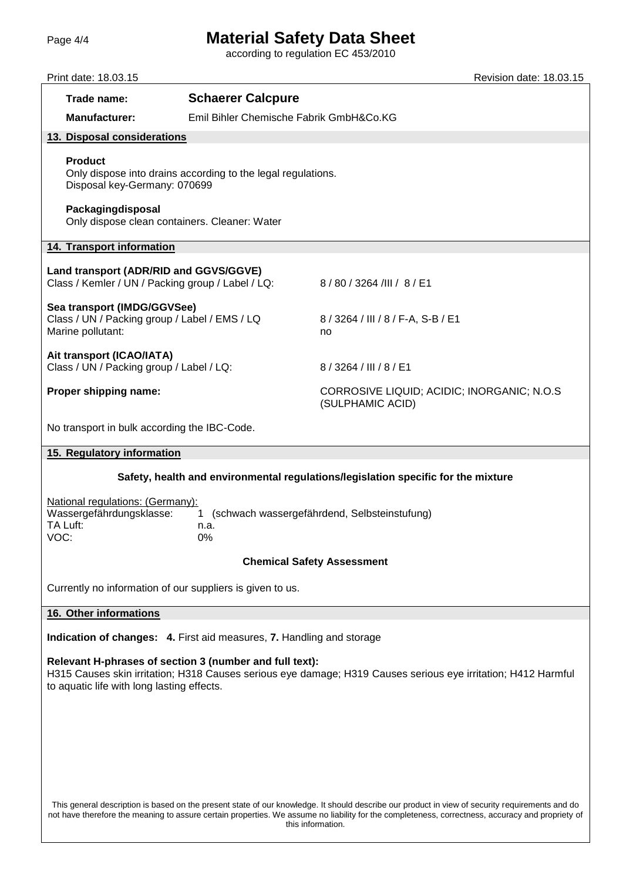# Material Safety Data Sheet

according to regulation EC 453/2010

Print date: 18.03.15 Revision date: 18.03.15

**Trade name:** **Schaerer Calcpure**

**Manufacturer:** Emil Bihler Chemische Fabrik GmbH&Co.KG

## 13. Disposal considerations

**Product**

Only dispose into drains according to the legal regulations.
Disposal key-Germany: 070699

**Packagingdisposal**

Only dispose clean containers. Cleaner: Water

## 14. Transport information

**Land transport (ADR/RID and GGVS/GGVE)**

Class / Kemler / UN / Packing group / Label / LQ: 8 / 80 / 3264 /III / 8 / E1

**Sea transport (IMDG/GGVSee)**

Class / UN / Packing group / Label / EMS / LQ 8 / 3264 / III / 8 / F-A, S-B / E1

Marine pollutant: no

**Ait transport (ICAO/IATA)**

Class / UN / Packing group / Label / LQ: 8 / 3264 / III / 8 / E1

**Proper shipping name:** CORROSIVE LIQUID; ACIDIC; INORGANIC; N.O.S (SULPHAMIC ACID)

No transport in bulk according the IBC-Code.

## 15. Regulatory information

**Safety, health and environmental regulations/legislation specific for the mixture**

National regulations: (Germany):

Wassergefährdungsklasse: 1 (schwach wassergefährdend, Selbsteinstufung)

TA Luft: n.a.

VOC: 0%

**Chemical Safety Assessment**

Currently no information of our suppliers is given to us.

## 16. Other informations

**Indication of changes:** **4.** First aid measures, **7.** Handling and storage

**Relevant H-phrases of section 3 (number and full text):**

H315 Causes skin irritation; H318 Causes serious eye damage; H319 Causes serious eye irritation; H412 Harmful to aquatic life with long lasting effects.

This general description is based on the present state of our knowledge. It should describe our product in view of security requirements and do not have therefore the meaning to assure certain properties. We assume no liability for the completeness, correctness, accuracy and propriety of this information.